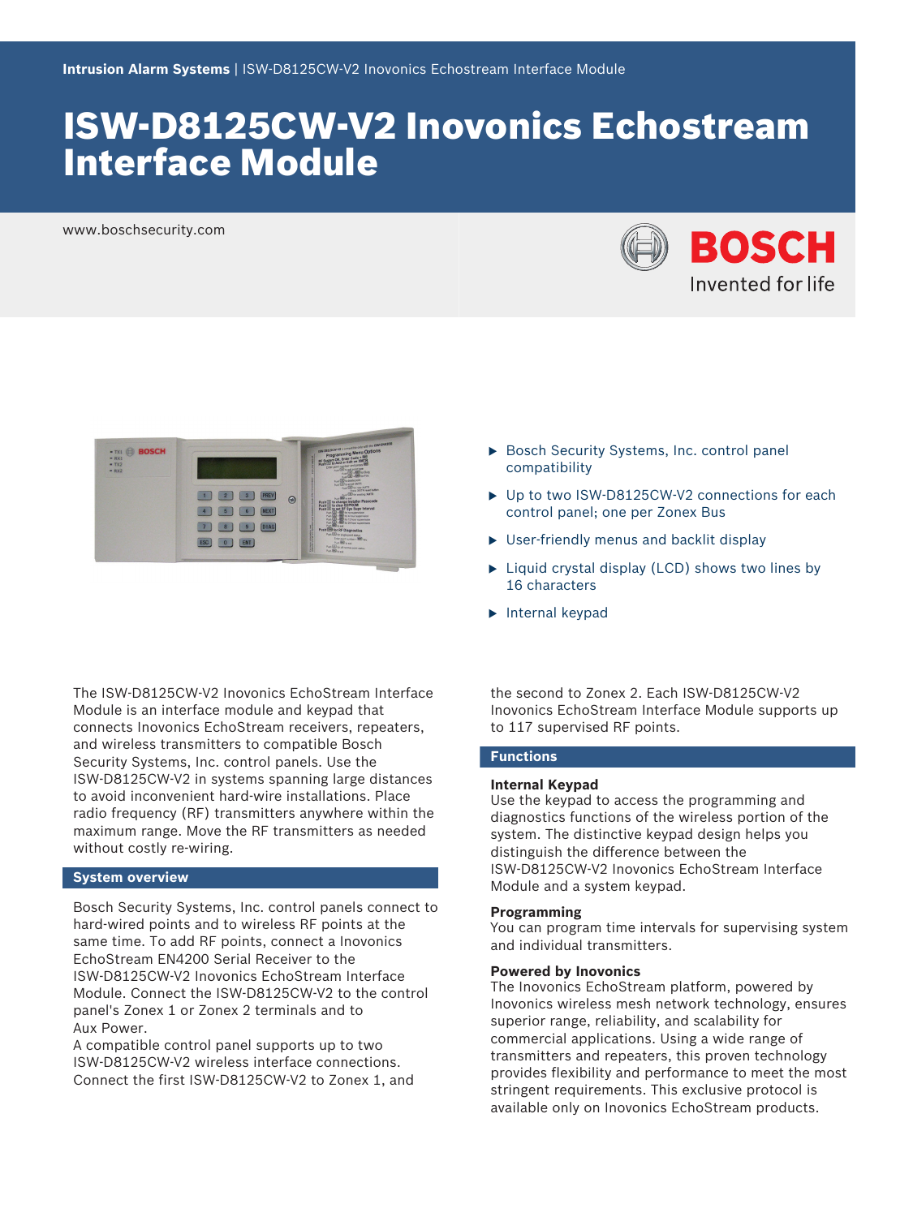**Intrusion Alarm Systems** | ISW-D8125CW-V2 Inovonics Echostream Interface Module

# ISW-D8125CW-V2 Inovonics Echostream Interface Module

www.boschsecurity.com

BOSCH
Invented for life

- Bosch Security Systems, Inc. control panel compatibility
- Up to two ISW-D8125CW-V2 connections for each control panel; one per Zonex Bus
- User-friendly menus and backlit display
- Liquid crystal display (LCD) shows two lines by 16 characters
- Internal keypad

The ISW-D8125CW-V2 Inovonics EchoStream Interface Module is an interface module and keypad that connects Inovonics EchoStream receivers, repeaters, and wireless transmitters to compatible Bosch Security Systems, Inc. control panels. Use the ISW-D8125CW-V2 in systems spanning large distances to avoid inconvenient hard-wire installations. Place radio frequency (RF) transmitters anywhere within the maximum range. Move the RF transmitters as needed without costly re-wiring.

## System overview

Bosch Security Systems, Inc. control panels connect to hard-wired points and to wireless RF points at the same time. To add RF points, connect a Inovonics EchoStream EN4200 Serial Receiver to the ISW-D8125CW-V2 Inovonics EchoStream Interface Module. Connect the ISW-D8125CW-V2 to the control panel's Zonex 1 or Zonex 2 terminals and to Aux Power.
A compatible control panel supports up to two ISW-D8125CW-V2 wireless interface connections. Connect the first ISW-D8125CW-V2 to Zonex 1, and the second to Zonex 2. Each ISW-D8125CW-V2 Inovonics EchoStream Interface Module supports up to 117 supervised RF points.

## Functions

### Internal Keypad

Use the keypad to access the programming and diagnostics functions of the wireless portion of the system. The distinctive keypad design helps you distinguish the difference between the ISW-D8125CW-V2 Inovonics EchoStream Interface Module and a system keypad.

### Programming

You can program time intervals for supervising system and individual transmitters.

### Powered by Inovonics

The Inovonics EchoStream platform, powered by Inovonics wireless mesh network technology, ensures superior range, reliability, and scalability for commercial applications. Using a wide range of transmitters and repeaters, this proven technology provides flexibility and performance to meet the most stringent requirements. This exclusive protocol is available only on Inovonics EchoStream products.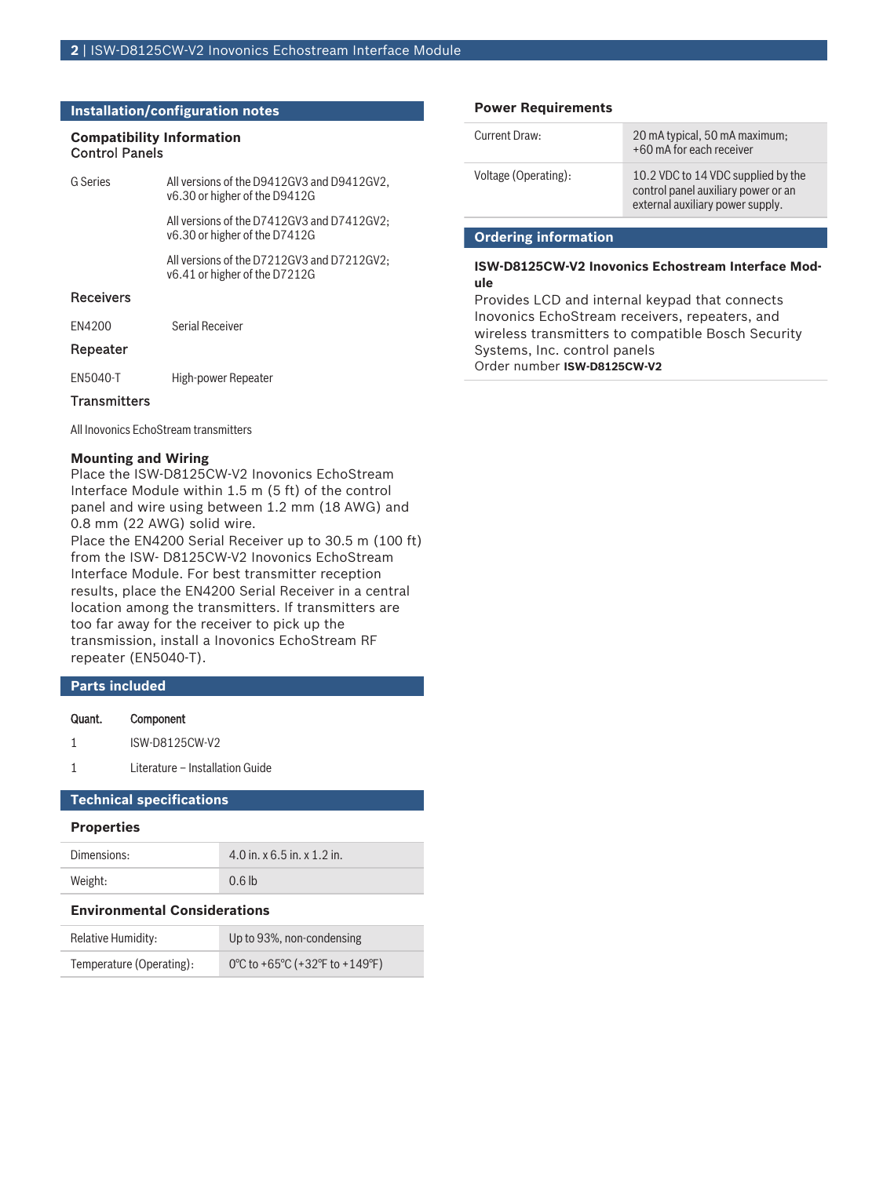## Installation/configuration notes

### Compatibility Information

Control Panels

| | |
|---|---|
| G Series | All versions of the D9412GV3 and D9412GV2, v6.30 or higher of the D9412G |
| | All versions of the D7412GV3 and D7412GV2; v6.30 or higher of the D7412G |
| | All versions of the D7212GV3 and D7212GV2; v6.41 or higher of the D7212G |

Receivers

| | |
|---|---|
| EN4200 | Serial Receiver |

Repeater

| | |
|---|---|
| EN5040-T | High-power Repeater |

Transmitters

All Inovonics EchoStream transmitters

### Mounting and Wiring

Place the ISW-D8125CW-V2 Inovonics EchoStream Interface Module within 1.5 m (5 ft) of the control panel and wire using between 1.2 mm (18 AWG) and 0.8 mm (22 AWG) solid wire.
Place the EN4200 Serial Receiver up to 30.5 m (100 ft) from the ISW- D8125CW-V2 Inovonics EchoStream Interface Module. For best transmitter reception results, place the EN4200 Serial Receiver in a central location among the transmitters. If transmitters are too far away for the receiver to pick up the transmission, install a Inovonics EchoStream RF repeater (EN5040-T).

## Parts included

| Quant. | Component |
|---|---|
| 1 | ISW-D8125CW-V2 |
| 1 | Literature – Installation Guide |

## Technical specifications

### Properties

| | |
|---|---|
| Dimensions: | 4.0 in. x 6.5 in. x 1.2 in. |
| Weight: | 0.6 lb |

### Environmental Considerations

| | |
|---|---|
| Relative Humidity: | Up to 93%, non-condensing |
| Temperature (Operating): | 0ºC to +65ºC (+32ºF to +149ºF) |

### Power Requirements

| | |
|---|---|
| Current Draw: | 20 mA typical, 50 mA maximum; +60 mA for each receiver |
| Voltage (Operating): | 10.2 VDC to 14 VDC supplied by the control panel auxiliary power or an external auxiliary power supply. |

## Ordering information

**ISW-D8125CW-V2 Inovonics Echostream Interface Module**
Provides LCD and internal keypad that connects Inovonics EchoStream receivers, repeaters, and wireless transmitters to compatible Bosch Security Systems, Inc. control panels
Order number **ISW-D8125CW-V2**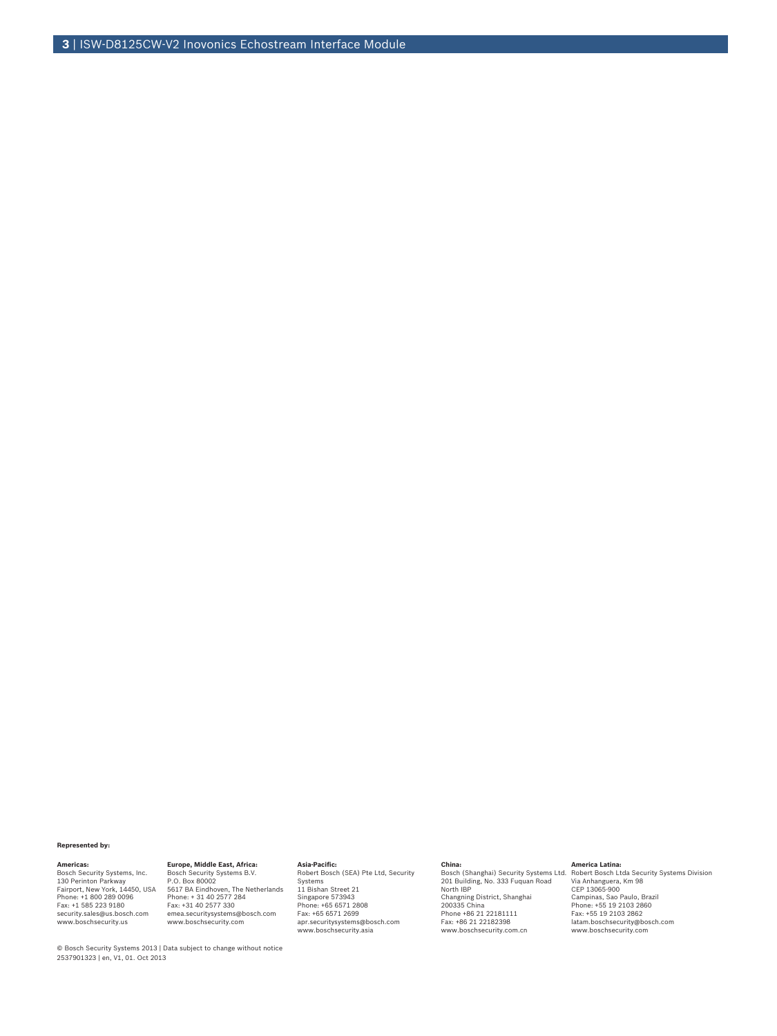**Represented by:**

**Americas:**
Bosch Security Systems, Inc.
130 Perinton Parkway
Fairport, New York, 14450, USA
Phone: +1 800 289 0096
Fax: +1 585 223 9180
security.sales@us.bosch.com
www.boschsecurity.us

**Europe, Middle East, Africa:**
Bosch Security Systems B.V.
P.O. Box 80002
5617 BA Eindhoven, The Netherlands
Phone: + 31 40 2577 284
Fax: +31 40 2577 330
emea.securitysystems@bosch.com
www.boschsecurity.com

**Asia-Pacific:**
Robert Bosch (SEA) Pte Ltd, Security Systems
11 Bishan Street 21
Singapore 573943
Phone: +65 6571 2808
Fax: +65 6571 2699
apr.securitysystems@bosch.com
www.boschsecurity.asia

**China:**
Bosch (Shanghai) Security Systems Ltd.
201 Building, No. 333 Fuquan Road
North IBP
Changning District, Shanghai
200335 China
Phone +86 21 22181111
Fax: +86 21 22182398
www.boschsecurity.com.cn

**America Latina:**
Robert Bosch Ltda Security Systems Division
Via Anhanguera, Km 98
CEP 13065-900
Campinas, Sao Paulo, Brazil
Phone: +55 19 2103 2860
Fax: +55 19 2103 2862
latam.boschsecurity@bosch.com
www.boschsecurity.com

© Bosch Security Systems 2013 | Data subject to change without notice
2537901323 | en, V1, 01. Oct 2013